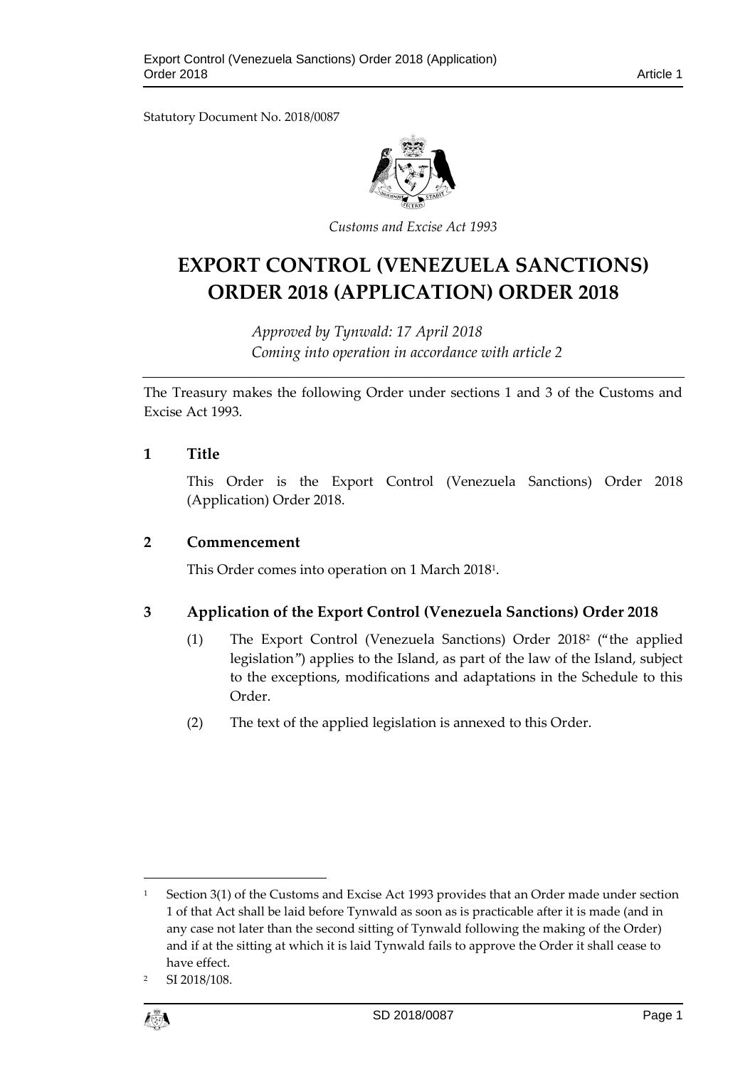Statutory Document No. 2018/0087

*Customs and Excise Act 1993*

# EXPORT CONTROL (VENEZUELA SANCTIONS) ORDER 2018 (APPLICATION) ORDER 2018

*Approved by Tynwald: 17 April 2018*
*Coming into operation in accordance with article 2*

The Treasury makes the following Order under sections 1 and 3 of the Customs and Excise Act 1993.

## 1 Title

This Order is the Export Control (Venezuela Sanctions) Order 2018 (Application) Order 2018.

## 2 Commencement

This Order comes into operation on 1 March 2018[1].

## 3 Application of the Export Control (Venezuela Sanctions) Order 2018

(1) The Export Control (Venezuela Sanctions) Order 2018[2] ("the applied legislation") applies to the Island, as part of the law of the Island, subject to the exceptions, modifications and adaptations in the Schedule to this Order.

(2) The text of the applied legislation is annexed to this Order.

---

[1] Section 3(1) of the Customs and Excise Act 1993 provides that an Order made under section 1 of that Act shall be laid before Tynwald as soon as is practicable after it is made (and in any case not later than the second sitting of Tynwald following the making of the Order) and if at the sitting at which it is laid Tynwald fails to approve the Order it shall cease to have effect.

[2] SI 2018/108.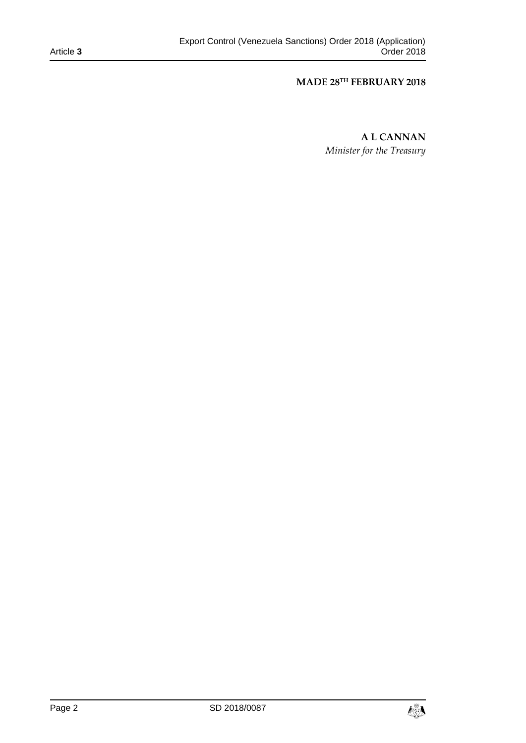**MADE 28TH FEBRUARY 2018**

**A L CANNAN**

*Minister for the Treasury*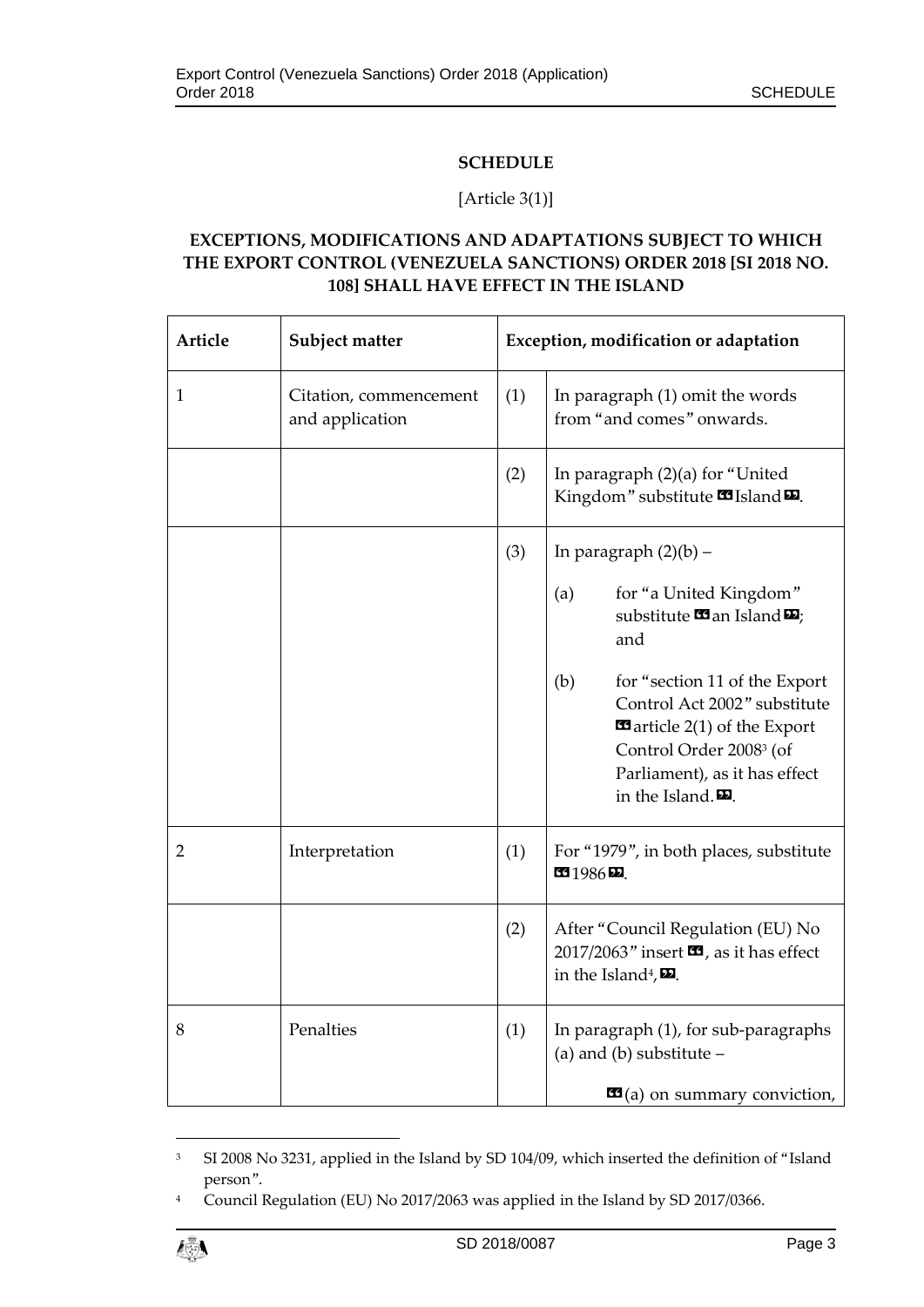**SCHEDULE**

[Article 3(1)]

**EXCEPTIONS, MODIFICATIONS AND ADAPTATIONS SUBJECT TO WHICH THE EXPORT CONTROL (VENEZUELA SANCTIONS) ORDER 2018 [SI 2018 NO. 108] SHALL HAVE EFFECT IN THE ISLAND**

| Article | Subject matter | Exception, modification or adaptation | |
|---|---|---|---|
| 1 | Citation, commencement and application | (1) | In paragraph (1) omit the words from "and comes" onwards. |
| | | (2) | In paragraph (2)(a) for "United Kingdom" substitute «Island». |
| | | (3) | In paragraph (2)(b) – (a) for "a United Kingdom" substitute «an Island»; and (b) for "section 11 of the Export Control Act 2002" substitute «article 2(1) of the Export Control Order 2008[3] (of Parliament), as it has effect in the Island.». |
| 2 | Interpretation | (1) | For "1979", in both places, substitute «1986». |
| | | (2) | After "Council Regulation (EU) No 2017/2063" insert «, as it has effect in the Island[4],». |
| 8 | Penalties | (1) | In paragraph (1), for sub-paragraphs (a) and (b) substitute – «(a) on summary conviction, |

[3] SI 2008 No 3231, applied in the Island by SD 104/09, which inserted the definition of "Island person".

[4] Council Regulation (EU) No 2017/2063 was applied in the Island by SD 2017/0366.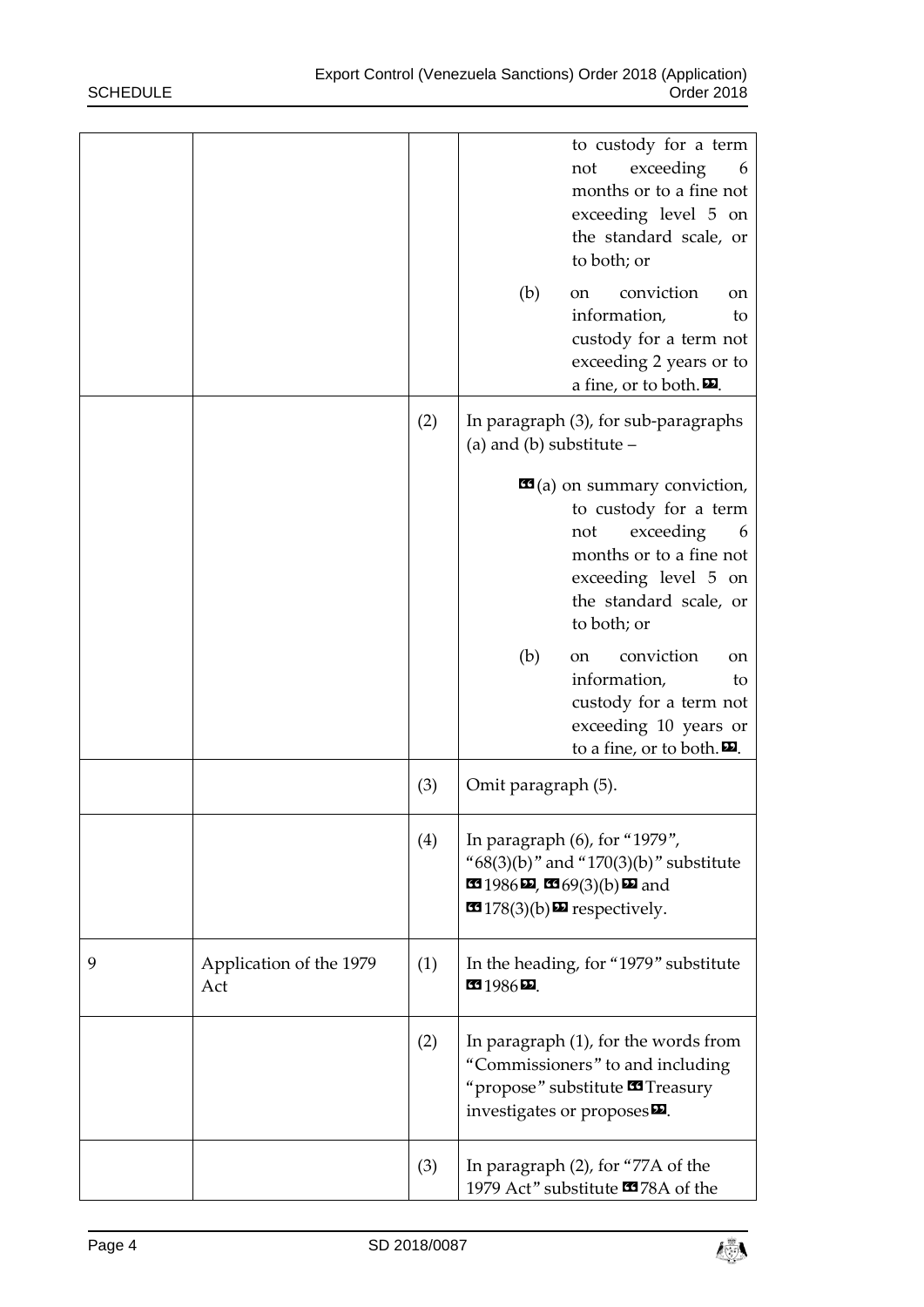|  |  |  | to custody for a term not exceeding 6 months or to a fine not exceeding level 5 on the standard scale, or to both; or<br><br>(b) on conviction on information, to custody for a term not exceeding 2 years or to a fine, or to both.». |
|---|---|---|---|
|  |  | (2) | In paragraph (3), for sub-paragraphs (a) and (b) substitute –<br><br>«(a) on summary conviction, to custody for a term not exceeding 6 months or to a fine not exceeding level 5 on the standard scale, or to both; or<br><br>(b) on conviction on information, to custody for a term not exceeding 10 years or to a fine, or to both.». |
|  |  | (3) | Omit paragraph (5). |
|  |  | (4) | In paragraph (6), for "1979", "68(3)(b)" and "170(3)(b)" substitute «1986», «69(3)(b)» and «178(3)(b)» respectively. |
| 9 | Application of the 1979 Act | (1) | In the heading, for "1979" substitute «1986». |
|  |  | (2) | In paragraph (1), for the words from "Commissioners" to and including "propose" substitute «Treasury investigates or proposes». |
|  |  | (3) | In paragraph (2), for "77A of the 1979 Act" substitute «78A of the |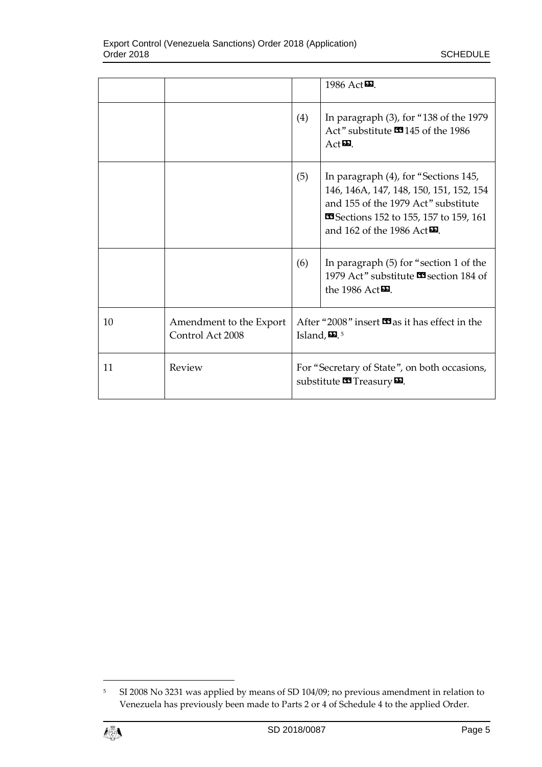| | | | |
|---|---|---|---|
| | | | 1986 Act». |
| | | (4) | In paragraph (3), for "138 of the 1979 Act" substitute «145 of the 1986 Act». |
| | | (5) | In paragraph (4), for "Sections 145, 146, 146A, 147, 148, 150, 151, 152, 154 and 155 of the 1979 Act" substitute «Sections 152 to 155, 157 to 159, 161 and 162 of the 1986 Act». |
| | | (6) | In paragraph (5) for "section 1 of the 1979 Act" substitute «section 184 of the 1986 Act». |
| 10 | Amendment to the Export Control Act 2008 | After "2008" insert «as it has effect in the Island,».[5] | |
| 11 | Review | For "Secretary of State", on both occasions, substitute «Treasury». | |

[5] SI 2008 No 3231 was applied by means of SD 104/09; no previous amendment in relation to Venezuela has previously been made to Parts 2 or 4 of Schedule 4 to the applied Order.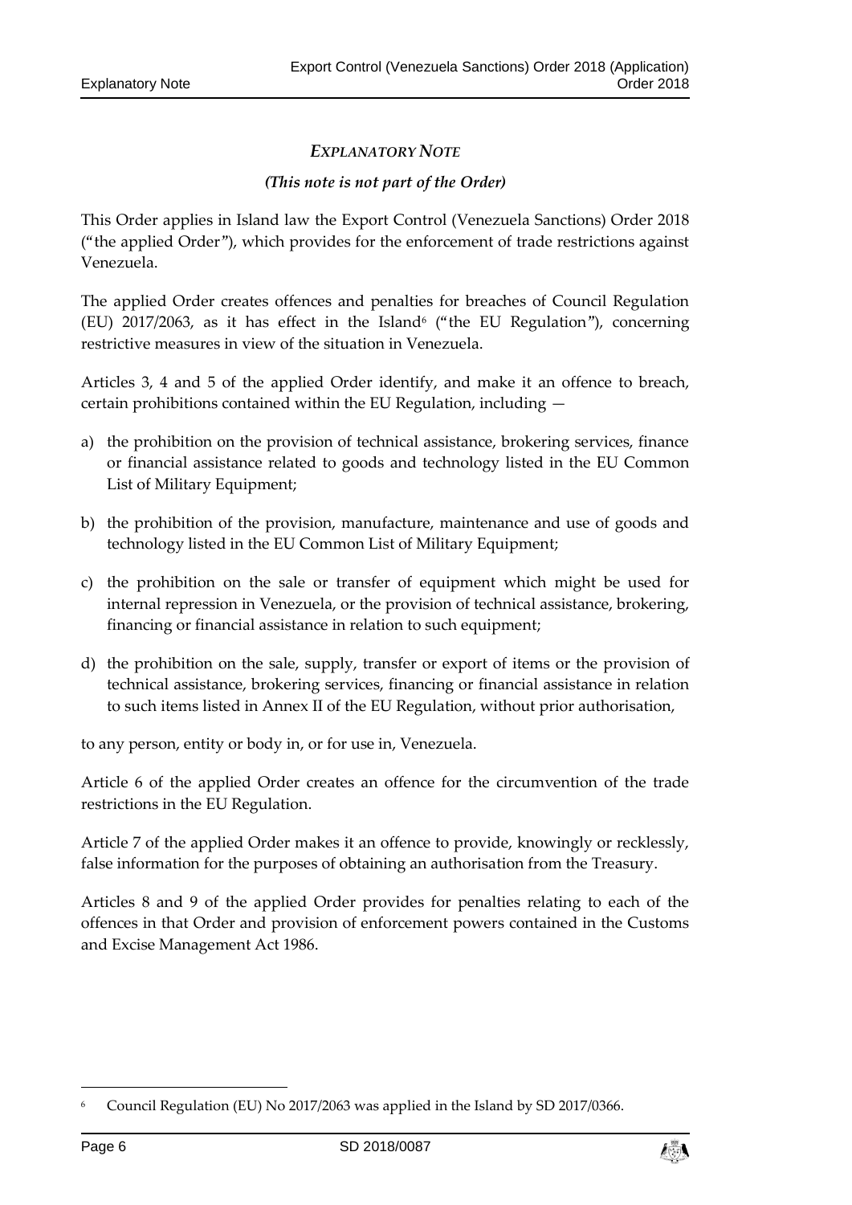## *EXPLANATORY NOTE*

***(This note is not part of the Order)***

This Order applies in Island law the Export Control (Venezuela Sanctions) Order 2018 ("the applied Order"), which provides for the enforcement of trade restrictions against Venezuela.

The applied Order creates offences and penalties for breaches of Council Regulation (EU) 2017/2063, as it has effect in the Island[6] ("the EU Regulation"), concerning restrictive measures in view of the situation in Venezuela.

Articles 3, 4 and 5 of the applied Order identify, and make it an offence to breach, certain prohibitions contained within the EU Regulation, including —

a) the prohibition on the provision of technical assistance, brokering services, finance or financial assistance related to goods and technology listed in the EU Common List of Military Equipment;

b) the prohibition of the provision, manufacture, maintenance and use of goods and technology listed in the EU Common List of Military Equipment;

c) the prohibition on the sale or transfer of equipment which might be used for internal repression in Venezuela, or the provision of technical assistance, brokering, financing or financial assistance in relation to such equipment;

d) the prohibition on the sale, supply, transfer or export of items or the provision of technical assistance, brokering services, financing or financial assistance in relation to such items listed in Annex II of the EU Regulation, without prior authorisation,

to any person, entity or body in, or for use in, Venezuela.

Article 6 of the applied Order creates an offence for the circumvention of the trade restrictions in the EU Regulation.

Article 7 of the applied Order makes it an offence to provide, knowingly or recklessly, false information for the purposes of obtaining an authorisation from the Treasury.

Articles 8 and 9 of the applied Order provides for penalties relating to each of the offences in that Order and provision of enforcement powers contained in the Customs and Excise Management Act 1986.

---

[6] Council Regulation (EU) No 2017/2063 was applied in the Island by SD 2017/0366.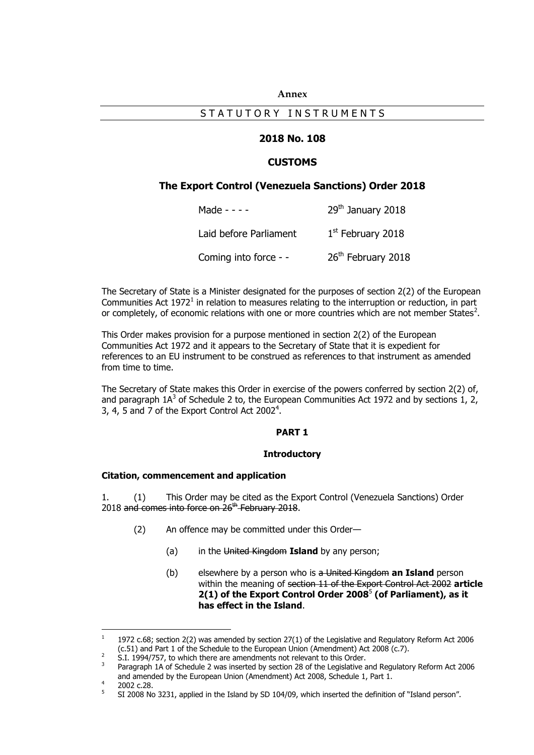**Annex**

STATUTORY INSTRUMENTS

## 2018 No. 108

## CUSTOMS

## The Export Control (Venezuela Sanctions) Order 2018

| | |
|---|---|
| Made - - - - | 29th January 2018 |
| Laid before Parliament | 1st February 2018 |
| Coming into force - - | 26th February 2018 |

The Secretary of State is a Minister designated for the purposes of section 2(2) of the European Communities Act 1972[1] in relation to measures relating to the interruption or reduction, in part or completely, of economic relations with one or more countries which are not member States[2].

This Order makes provision for a purpose mentioned in section 2(2) of the European Communities Act 1972 and it appears to the Secretary of State that it is expedient for references to an EU instrument to be construed as references to that instrument as amended from time to time.

The Secretary of State makes this Order in exercise of the powers conferred by section 2(2) of, and paragraph 1A[3] of Schedule 2 to, the European Communities Act 1972 and by sections 1, 2, 3, 4, 5 and 7 of the Export Control Act 2002[4].

**PART 1**

**Introductory**

**Citation, commencement and application**

1. (1) This Order may be cited as the Export Control (Venezuela Sanctions) Order 2018 ~~and comes into force on 26th February 2018~~.

(2) An offence may be committed under this Order—

(a) in the ~~United Kingdom~~ **Island** by any person;

(b) elsewhere by a person who is ~~a United Kingdom~~ **an Island** person within the meaning of ~~section 11 of the Export Control Act 2002~~ **article 2(1) of the Export Control Order 2008**[5] **(of Parliament), as it has effect in the Island**.

---

[1] 1972 c.68; section 2(2) was amended by section 27(1) of the Legislative and Regulatory Reform Act 2006 (c.51) and Part 1 of the Schedule to the European Union (Amendment) Act 2008 (c.7).

[2] S.I. 1994/757, to which there are amendments not relevant to this Order.

[3] Paragraph 1A of Schedule 2 was inserted by section 28 of the Legislative and Regulatory Reform Act 2006 and amended by the European Union (Amendment) Act 2008, Schedule 1, Part 1.

[4] 2002 c.28.

[5] SI 2008 No 3231, applied in the Island by SD 104/09, which inserted the definition of "Island person".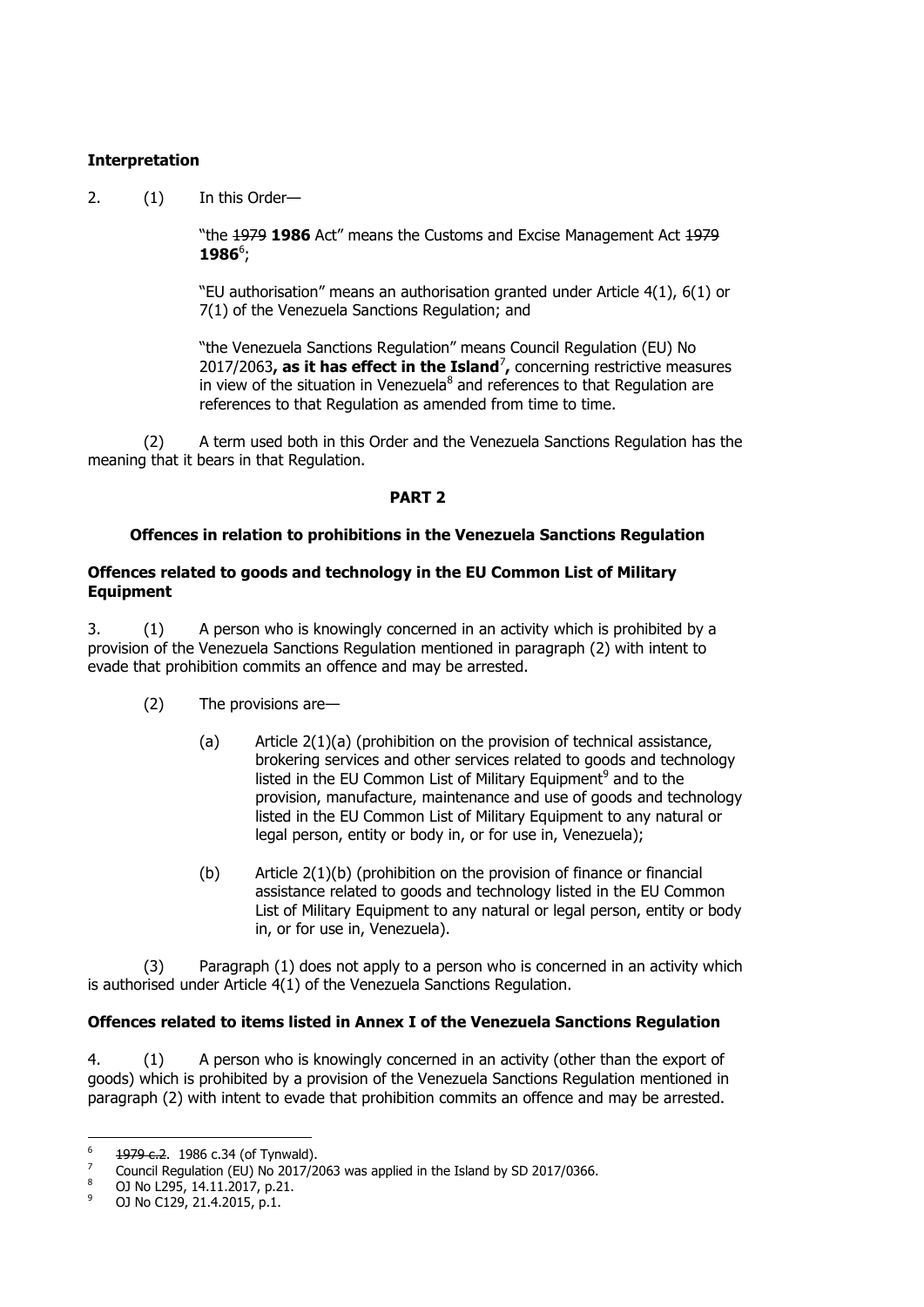**Interpretation**

2. (1) In this Order—

"the ~~1979~~ **1986** Act" means the Customs and Excise Management Act ~~1979~~ **1986**[6];

"EU authorisation" means an authorisation granted under Article 4(1), 6(1) or 7(1) of the Venezuela Sanctions Regulation; and

"the Venezuela Sanctions Regulation" means Council Regulation (EU) No 2017/2063**, as it has effect in the Island**[7]**,** concerning restrictive measures in view of the situation in Venezuela[8] and references to that Regulation are references to that Regulation as amended from time to time.

(2) A term used both in this Order and the Venezuela Sanctions Regulation has the meaning that it bears in that Regulation.

**PART 2**

**Offences in relation to prohibitions in the Venezuela Sanctions Regulation**

**Offences related to goods and technology in the EU Common List of Military Equipment**

3. (1) A person who is knowingly concerned in an activity which is prohibited by a provision of the Venezuela Sanctions Regulation mentioned in paragraph (2) with intent to evade that prohibition commits an offence and may be arrested.

(2) The provisions are—

(a) Article 2(1)(a) (prohibition on the provision of technical assistance, brokering services and other services related to goods and technology listed in the EU Common List of Military Equipment[9] and to the provision, manufacture, maintenance and use of goods and technology listed in the EU Common List of Military Equipment to any natural or legal person, entity or body in, or for use in, Venezuela);

(b) Article 2(1)(b) (prohibition on the provision of finance or financial assistance related to goods and technology listed in the EU Common List of Military Equipment to any natural or legal person, entity or body in, or for use in, Venezuela).

(3) Paragraph (1) does not apply to a person who is concerned in an activity which is authorised under Article 4(1) of the Venezuela Sanctions Regulation.

**Offences related to items listed in Annex I of the Venezuela Sanctions Regulation**

4. (1) A person who is knowingly concerned in an activity (other than the export of goods) which is prohibited by a provision of the Venezuela Sanctions Regulation mentioned in paragraph (2) with intent to evade that prohibition commits an offence and may be arrested.

---

[6] ~~1979 c.2~~. 1986 c.34 (of Tynwald).

[7] Council Regulation (EU) No 2017/2063 was applied in the Island by SD 2017/0366.

[8] OJ No L295, 14.11.2017, p.21.

[9] OJ No C129, 21.4.2015, p.1.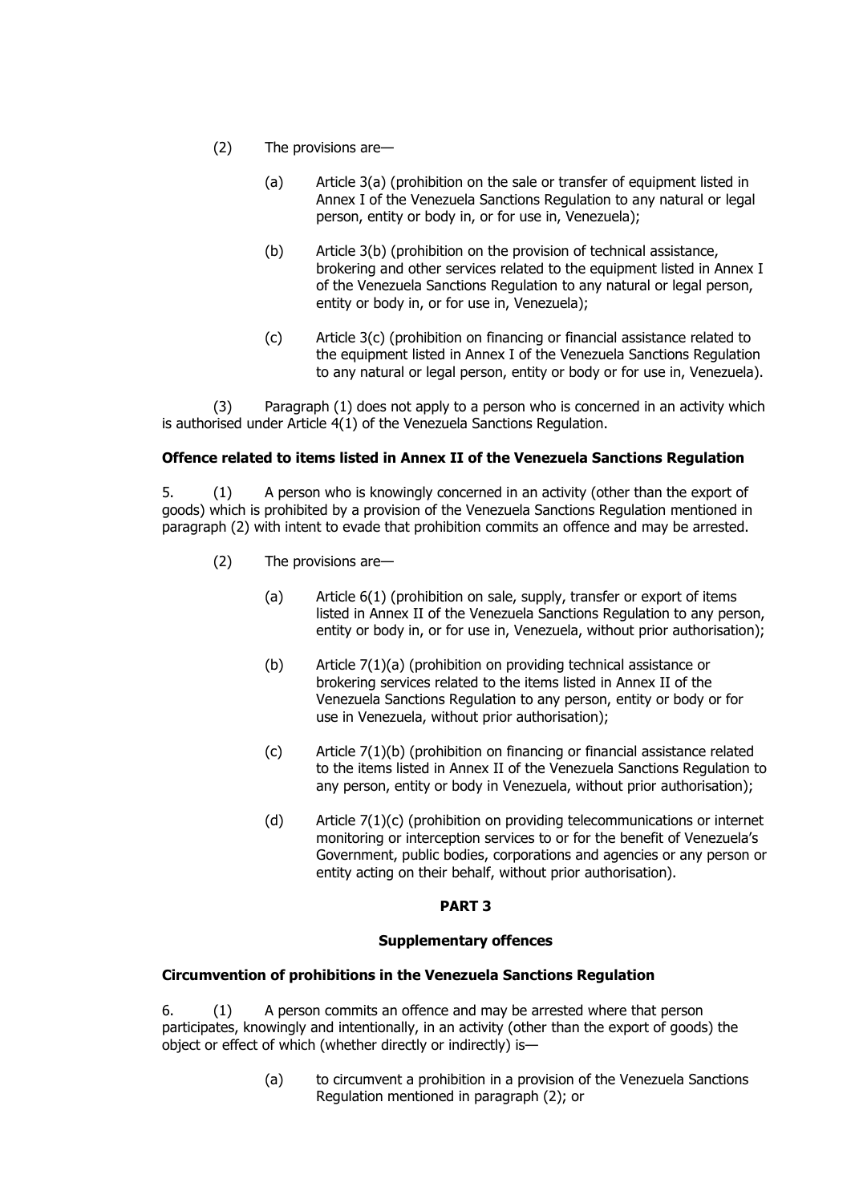(2) The provisions are—

(a) Article 3(a) (prohibition on the sale or transfer of equipment listed in Annex I of the Venezuela Sanctions Regulation to any natural or legal person, entity or body in, or for use in, Venezuela);

(b) Article 3(b) (prohibition on the provision of technical assistance, brokering and other services related to the equipment listed in Annex I of the Venezuela Sanctions Regulation to any natural or legal person, entity or body in, or for use in, Venezuela);

(c) Article 3(c) (prohibition on financing or financial assistance related to the equipment listed in Annex I of the Venezuela Sanctions Regulation to any natural or legal person, entity or body or for use in, Venezuela).

(3) Paragraph (1) does not apply to a person who is concerned in an activity which is authorised under Article 4(1) of the Venezuela Sanctions Regulation.

**Offence related to items listed in Annex II of the Venezuela Sanctions Regulation**

5. (1) A person who is knowingly concerned in an activity (other than the export of goods) which is prohibited by a provision of the Venezuela Sanctions Regulation mentioned in paragraph (2) with intent to evade that prohibition commits an offence and may be arrested.

(2) The provisions are—

(a) Article 6(1) (prohibition on sale, supply, transfer or export of items listed in Annex II of the Venezuela Sanctions Regulation to any person, entity or body in, or for use in, Venezuela, without prior authorisation);

(b) Article 7(1)(a) (prohibition on providing technical assistance or brokering services related to the items listed in Annex II of the Venezuela Sanctions Regulation to any person, entity or body or for use in Venezuela, without prior authorisation);

(c) Article 7(1)(b) (prohibition on financing or financial assistance related to the items listed in Annex II of the Venezuela Sanctions Regulation to any person, entity or body in Venezuela, without prior authorisation);

(d) Article 7(1)(c) (prohibition on providing telecommunications or internet monitoring or interception services to or for the benefit of Venezuela's Government, public bodies, corporations and agencies or any person or entity acting on their behalf, without prior authorisation).

## PART 3

### Supplementary offences

**Circumvention of prohibitions in the Venezuela Sanctions Regulation**

6. (1) A person commits an offence and may be arrested where that person participates, knowingly and intentionally, in an activity (other than the export of goods) the object or effect of which (whether directly or indirectly) is—

(a) to circumvent a prohibition in a provision of the Venezuela Sanctions Regulation mentioned in paragraph (2); or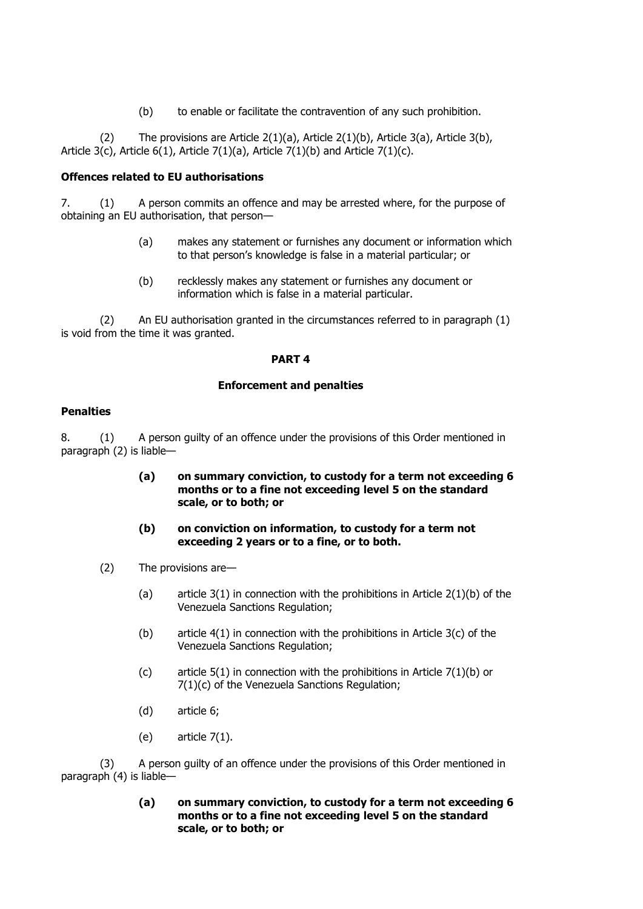(b) to enable or facilitate the contravention of any such prohibition.

(2) The provisions are Article 2(1)(a), Article 2(1)(b), Article 3(a), Article 3(b), Article 3(c), Article 6(1), Article 7(1)(a), Article 7(1)(b) and Article 7(1)(c).

**Offences related to EU authorisations**

7. (1) A person commits an offence and may be arrested where, for the purpose of obtaining an EU authorisation, that person—

(a) makes any statement or furnishes any document or information which to that person's knowledge is false in a material particular; or

(b) recklessly makes any statement or furnishes any document or information which is false in a material particular.

(2) An EU authorisation granted in the circumstances referred to in paragraph (1) is void from the time it was granted.

## PART 4

## Enforcement and penalties

**Penalties**

8. (1) A person guilty of an offence under the provisions of this Order mentioned in paragraph (2) is liable—

**(a) on summary conviction, to custody for a term not exceeding 6 months or to a fine not exceeding level 5 on the standard scale, or to both; or**

**(b) on conviction on information, to custody for a term not exceeding 2 years or to a fine, or to both.**

(2) The provisions are—

(a) article 3(1) in connection with the prohibitions in Article 2(1)(b) of the Venezuela Sanctions Regulation;

(b) article 4(1) in connection with the prohibitions in Article 3(c) of the Venezuela Sanctions Regulation;

(c) article 5(1) in connection with the prohibitions in Article 7(1)(b) or 7(1)(c) of the Venezuela Sanctions Regulation;

(d) article 6;

(e) article 7(1).

(3) A person guilty of an offence under the provisions of this Order mentioned in paragraph (4) is liable—

**(a) on summary conviction, to custody for a term not exceeding 6 months or to a fine not exceeding level 5 on the standard scale, or to both; or**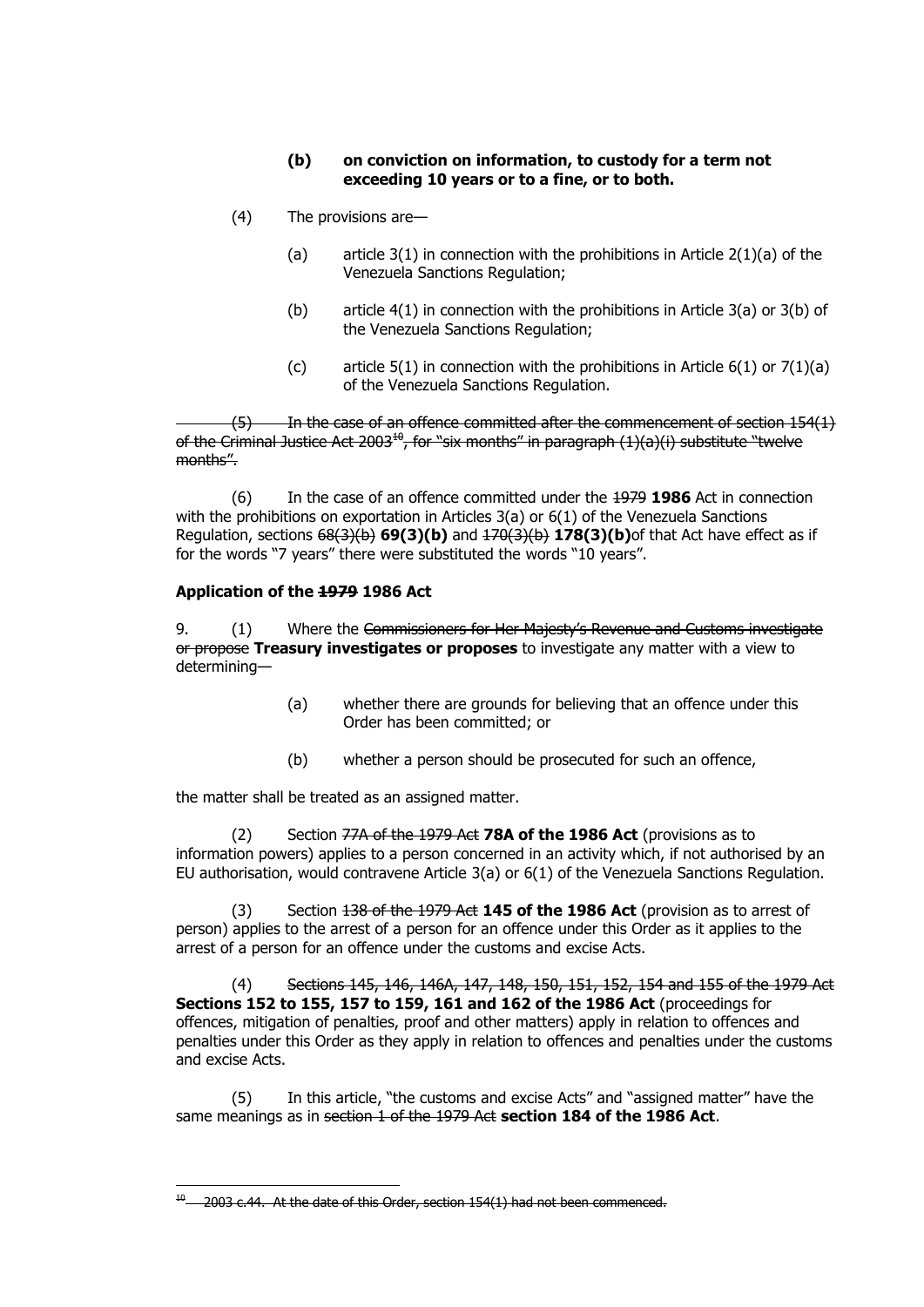**(b) on conviction on information, to custody for a term not exceeding 10 years or to a fine, or to both.**

(4) The provisions are—

(a) article 3(1) in connection with the prohibitions in Article 2(1)(a) of the Venezuela Sanctions Regulation;

(b) article 4(1) in connection with the prohibitions in Article 3(a) or 3(b) of the Venezuela Sanctions Regulation;

(c) article 5(1) in connection with the prohibitions in Article 6(1) or 7(1)(a) of the Venezuela Sanctions Regulation.

~~(5) In the case of an offence committed after the commencement of section 154(1) of the Criminal Justice Act 2003[10], for "six months" in paragraph (1)(a)(i) substitute "twelve months".~~

(6) In the case of an offence committed under the ~~1979~~ **1986** Act in connection with the prohibitions on exportation in Articles 3(a) or 6(1) of the Venezuela Sanctions Regulation, sections ~~68(3)(b)~~ **69(3)(b)** and ~~170(3)(b)~~ **178(3)(b)**of that Act have effect as if for the words "7 years" there were substituted the words "10 years".

**Application of the ~~1979~~ 1986 Act**

9. (1) Where the ~~Commissioners for Her Majesty's Revenue and Customs investigate or propose~~ **Treasury investigates or proposes** to investigate any matter with a view to determining—

(a) whether there are grounds for believing that an offence under this Order has been committed; or

(b) whether a person should be prosecuted for such an offence,

the matter shall be treated as an assigned matter.

(2) Section ~~77A of the 1979 Act~~ **78A of the 1986 Act** (provisions as to information powers) applies to a person concerned in an activity which, if not authorised by an EU authorisation, would contravene Article 3(a) or 6(1) of the Venezuela Sanctions Regulation.

(3) Section ~~138 of the 1979 Act~~ **145 of the 1986 Act** (provision as to arrest of person) applies to the arrest of a person for an offence under this Order as it applies to the arrest of a person for an offence under the customs and excise Acts.

(4) ~~Sections 145, 146, 146A, 147, 148, 150, 151, 152, 154 and 155 of the 1979 Act~~ **Sections 152 to 155, 157 to 159, 161 and 162 of the 1986 Act** (proceedings for offences, mitigation of penalties, proof and other matters) apply in relation to offences and penalties under this Order as they apply in relation to offences and penalties under the customs and excise Acts.

(5) In this article, "the customs and excise Acts" and "assigned matter" have the same meanings as in ~~section 1 of the 1979 Act~~ **section 184 of the 1986 Act**.

---

~~[10] 2003 c.44. At the date of this Order, section 154(1) had not been commenced.~~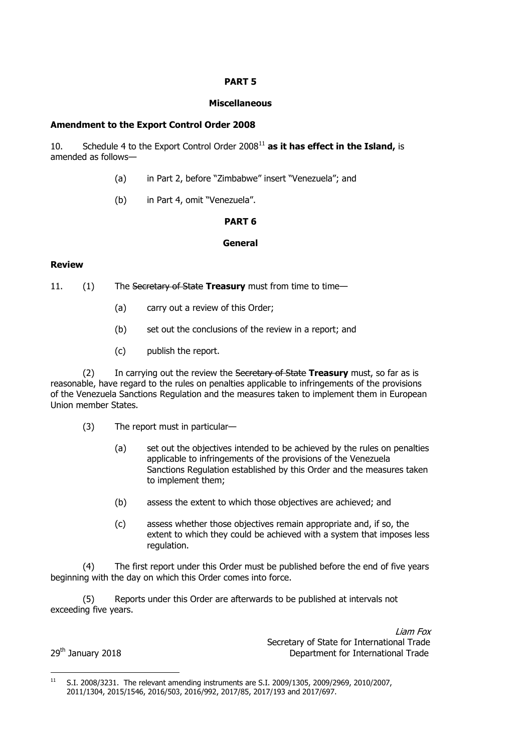**PART 5**

**Miscellaneous**

**Amendment to the Export Control Order 2008**

10. Schedule 4 to the Export Control Order 2008[11] **as it has effect in the Island,** is amended as follows—

(a) in Part 2, before "Zimbabwe" insert "Venezuela"; and

(b) in Part 4, omit "Venezuela".

**PART 6**

**General**

**Review**

11. (1) The ~~Secretary of State~~ **Treasury** must from time to time—

(a) carry out a review of this Order;

(b) set out the conclusions of the review in a report; and

(c) publish the report.

(2) In carrying out the review the ~~Secretary of State~~ **Treasury** must, so far as is reasonable, have regard to the rules on penalties applicable to infringements of the provisions of the Venezuela Sanctions Regulation and the measures taken to implement them in European Union member States.

(3) The report must in particular—

(a) set out the objectives intended to be achieved by the rules on penalties applicable to infringements of the provisions of the Venezuela Sanctions Regulation established by this Order and the measures taken to implement them;

(b) assess the extent to which those objectives are achieved; and

(c) assess whether those objectives remain appropriate and, if so, the extent to which they could be achieved with a system that imposes less regulation.

(4) The first report under this Order must be published before the end of five years beginning with the day on which this Order comes into force.

(5) Reports under this Order are afterwards to be published at intervals not exceeding five years.

*Liam Fox*
Secretary of State for International Trade
Department for International Trade

29th January 2018

[11] S.I. 2008/3231. The relevant amending instruments are S.I. 2009/1305, 2009/2969, 2010/2007, 2011/1304, 2015/1546, 2016/503, 2016/992, 2017/85, 2017/193 and 2017/697.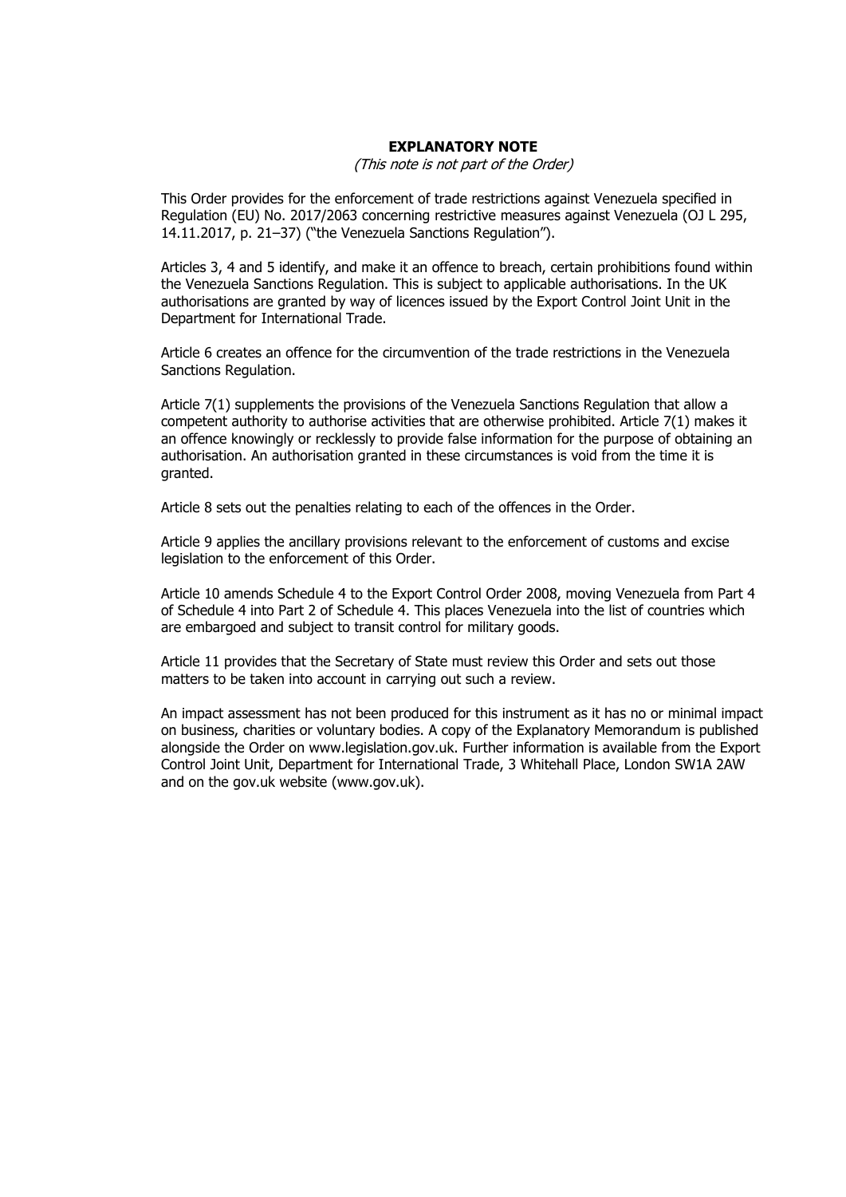**EXPLANATORY NOTE**

*(This note is not part of the Order)*

This Order provides for the enforcement of trade restrictions against Venezuela specified in Regulation (EU) No. 2017/2063 concerning restrictive measures against Venezuela (OJ L 295, 14.11.2017, p. 21–37) ("the Venezuela Sanctions Regulation").

Articles 3, 4 and 5 identify, and make it an offence to breach, certain prohibitions found within the Venezuela Sanctions Regulation. This is subject to applicable authorisations. In the UK authorisations are granted by way of licences issued by the Export Control Joint Unit in the Department for International Trade.

Article 6 creates an offence for the circumvention of the trade restrictions in the Venezuela Sanctions Regulation.

Article 7(1) supplements the provisions of the Venezuela Sanctions Regulation that allow a competent authority to authorise activities that are otherwise prohibited. Article 7(1) makes it an offence knowingly or recklessly to provide false information for the purpose of obtaining an authorisation. An authorisation granted in these circumstances is void from the time it is granted.

Article 8 sets out the penalties relating to each of the offences in the Order.

Article 9 applies the ancillary provisions relevant to the enforcement of customs and excise legislation to the enforcement of this Order.

Article 10 amends Schedule 4 to the Export Control Order 2008, moving Venezuela from Part 4 of Schedule 4 into Part 2 of Schedule 4. This places Venezuela into the list of countries which are embargoed and subject to transit control for military goods.

Article 11 provides that the Secretary of State must review this Order and sets out those matters to be taken into account in carrying out such a review.

An impact assessment has not been produced for this instrument as it has no or minimal impact on business, charities or voluntary bodies. A copy of the Explanatory Memorandum is published alongside the Order on www.legislation.gov.uk. Further information is available from the Export Control Joint Unit, Department for International Trade, 3 Whitehall Place, London SW1A 2AW and on the gov.uk website (www.gov.uk).